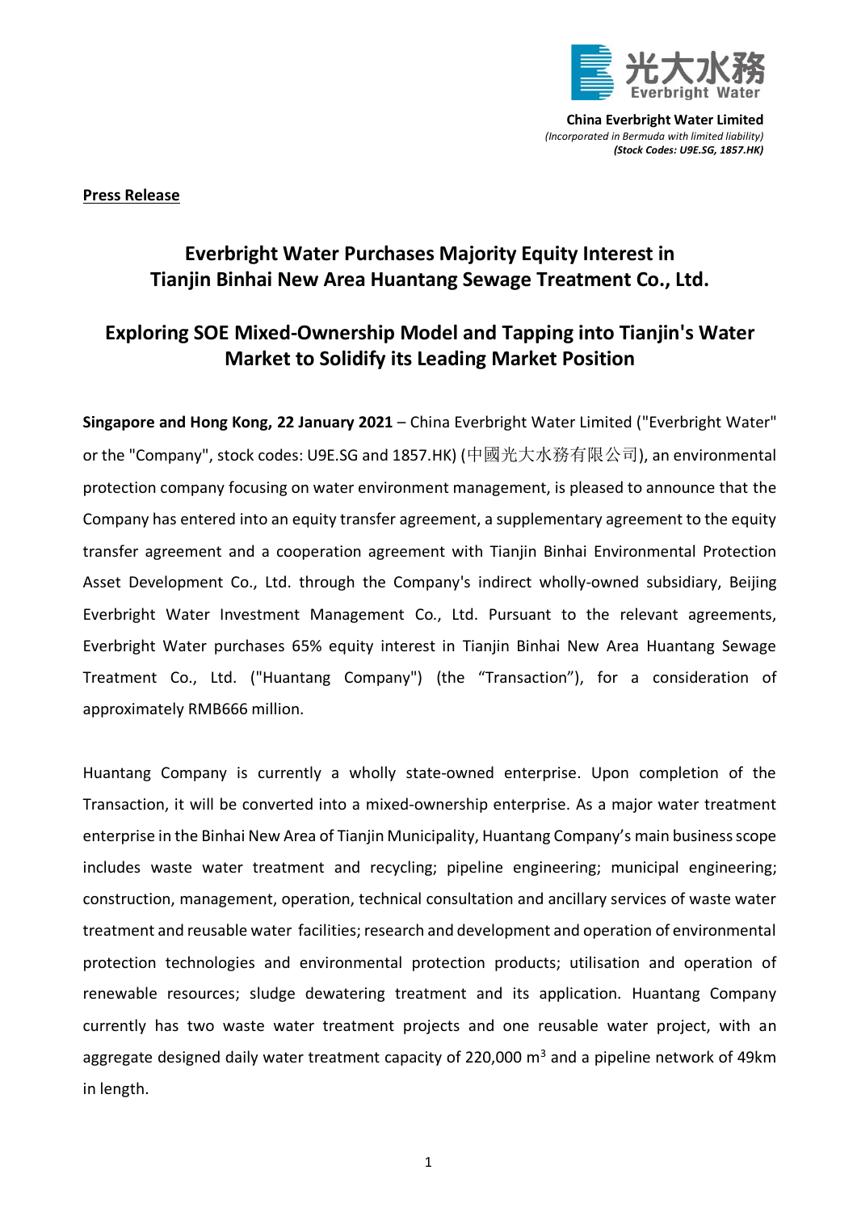China Everbright Water Limited
*(Incorporated in Bermuda with limited liability)*
***(Stock Codes: U9E.SG, 1857.HK)***

**Press Release**

# Everbright Water Purchases Majority Equity Interest in Tianjin Binhai New Area Huantang Sewage Treatment Co., Ltd.

## Exploring SOE Mixed-Ownership Model and Tapping into Tianjin's Water Market to Solidify its Leading Market Position

**Singapore and Hong Kong, 22 January 2021** – China Everbright Water Limited ("Everbright Water" or the "Company", stock codes: U9E.SG and 1857.HK) (中國光大水務有限公司), an environmental protection company focusing on water environment management, is pleased to announce that the Company has entered into an equity transfer agreement, a supplementary agreement to the equity transfer agreement and a cooperation agreement with Tianjin Binhai Environmental Protection Asset Development Co., Ltd. through the Company's indirect wholly-owned subsidiary, Beijing Everbright Water Investment Management Co., Ltd. Pursuant to the relevant agreements, Everbright Water purchases 65% equity interest in Tianjin Binhai New Area Huantang Sewage Treatment Co., Ltd. ("Huantang Company") (the "Transaction"), for a consideration of approximately RMB666 million.

Huantang Company is currently a wholly state-owned enterprise. Upon completion of the Transaction, it will be converted into a mixed-ownership enterprise. As a major water treatment enterprise in the Binhai New Area of Tianjin Municipality, Huantang Company's main business scope includes waste water treatment and recycling; pipeline engineering; municipal engineering; construction, management, operation, technical consultation and ancillary services of waste water treatment and reusable water facilities; research and development and operation of environmental protection technologies and environmental protection products; utilisation and operation of renewable resources; sludge dewatering treatment and its application. Huantang Company currently has two waste water treatment projects and one reusable water project, with an aggregate designed daily water treatment capacity of 220,000 $m^3$ and a pipeline network of 49km in length.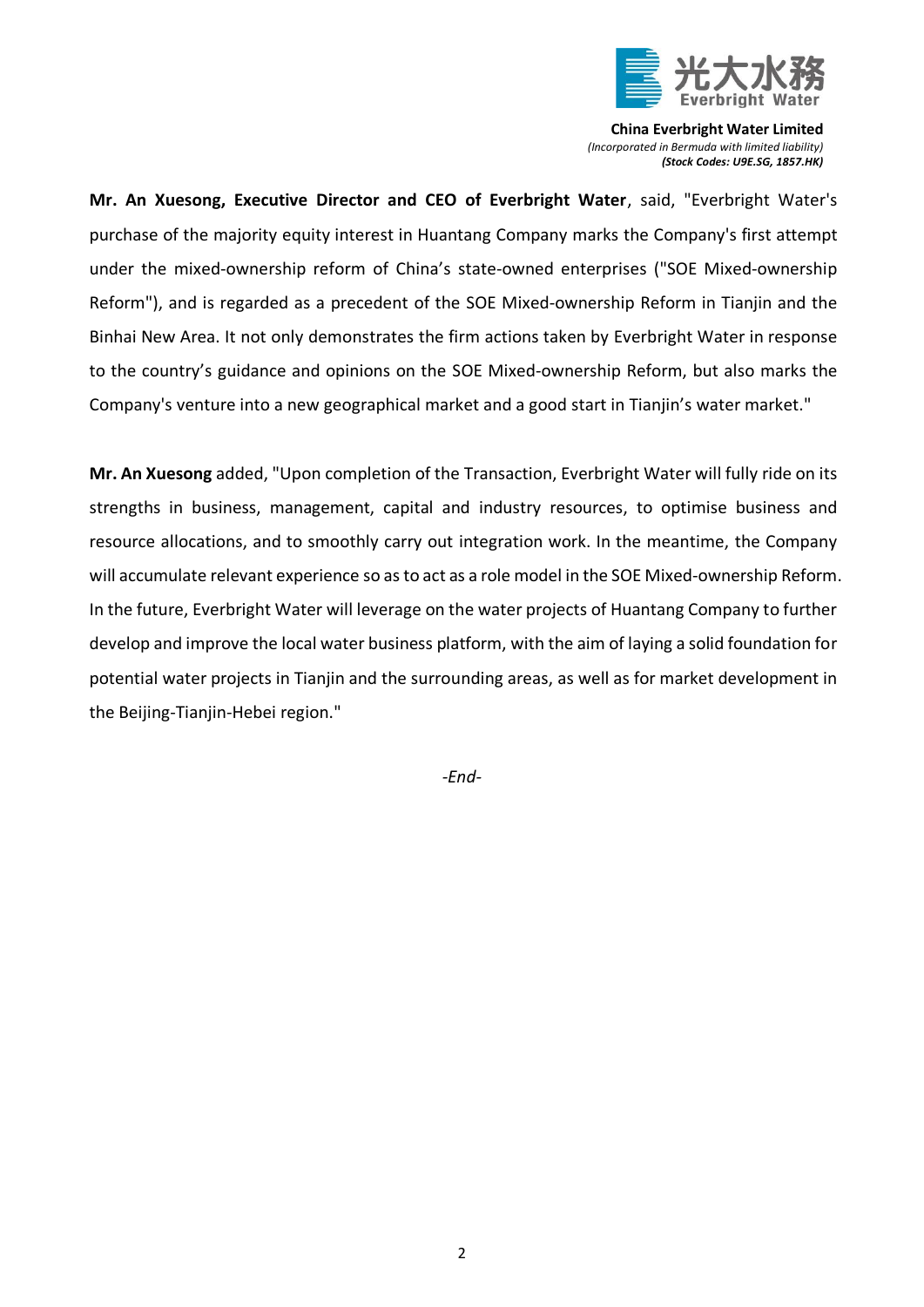**Mr. An Xuesong, Executive Director and CEO of Everbright Water**, said, "Everbright Water's purchase of the majority equity interest in Huantang Company marks the Company's first attempt under the mixed-ownership reform of China's state-owned enterprises ("SOE Mixed-ownership Reform"), and is regarded as a precedent of the SOE Mixed-ownership Reform in Tianjin and the Binhai New Area. It not only demonstrates the firm actions taken by Everbright Water in response to the country's guidance and opinions on the SOE Mixed-ownership Reform, but also marks the Company's venture into a new geographical market and a good start in Tianjin's water market."

**Mr. An Xuesong** added, "Upon completion of the Transaction, Everbright Water will fully ride on its strengths in business, management, capital and industry resources, to optimise business and resource allocations, and to smoothly carry out integration work. In the meantime, the Company will accumulate relevant experience so as to act as a role model in the SOE Mixed-ownership Reform. In the future, Everbright Water will leverage on the water projects of Huantang Company to further develop and improve the local water business platform, with the aim of laying a solid foundation for potential water projects in Tianjin and the surrounding areas, as well as for market development in the Beijing-Tianjin-Hebei region."

*-End-*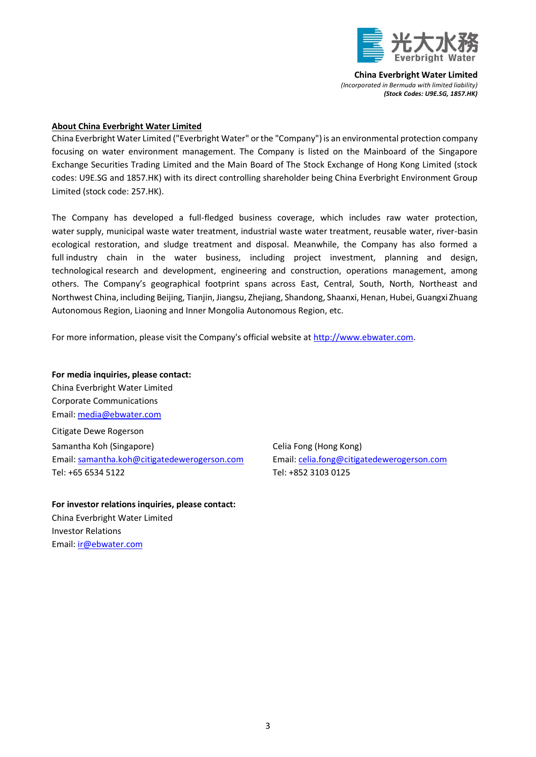**China Everbright Water Limited**
*(Incorporated in Bermuda with limited liability)*
***(Stock Codes: U9E.SG, 1857.HK)***

## About China Everbright Water Limited

China Everbright Water Limited ("Everbright Water" or the "Company") is an environmental protection company focusing on water environment management. The Company is listed on the Mainboard of the Singapore Exchange Securities Trading Limited and the Main Board of The Stock Exchange of Hong Kong Limited (stock codes: U9E.SG and 1857.HK) with its direct controlling shareholder being China Everbright Environment Group Limited (stock code: 257.HK).

The Company has developed a full-fledged business coverage, which includes raw water protection, water supply, municipal waste water treatment, industrial waste water treatment, reusable water, river-basin ecological restoration, and sludge treatment and disposal. Meanwhile, the Company has also formed a full industry chain in the water business, including project investment, planning and design, technological research and development, engineering and construction, operations management, among others. The Company's geographical footprint spans across East, Central, South, North, Northeast and Northwest China, including Beijing, Tianjin, Jiangsu, Zhejiang, Shandong, Shaanxi, Henan, Hubei, Guangxi Zhuang Autonomous Region, Liaoning and Inner Mongolia Autonomous Region, etc.

For more information, please visit the Company's official website at http://www.ebwater.com.

**For media inquiries, please contact:**
China Everbright Water Limited
Corporate Communications
Email: media@ebwater.com

Citigate Dewe Rogerson

Samantha Koh (Singapore)
Email: samantha.koh@citigatedewerogerson.com
Tel: +65 6534 5122

Celia Fong (Hong Kong)
Email: celia.fong@citigatedewerogerson.com
Tel: +852 3103 0125

**For investor relations inquiries, please contact:**
China Everbright Water Limited
Investor Relations
Email: ir@ebwater.com